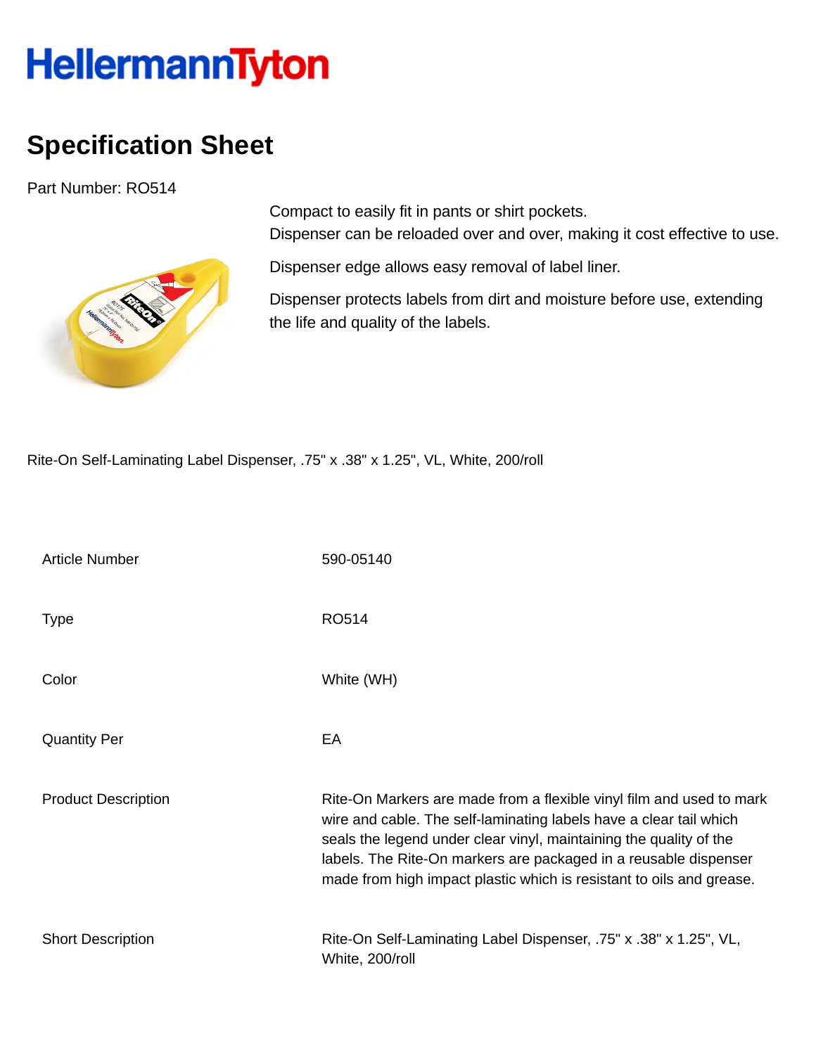# HellermannTyton

## Specification Sheet

Part Number: RO514

Compact to easily fit in pants or shirt pockets.
Dispenser can be reloaded over and over, making it cost effective to use.

Dispenser edge allows easy removal of label liner.

Dispenser protects labels from dirt and moisture before use, extending the life and quality of the labels.

Rite-On Self-Laminating Label Dispenser, .75" x .38" x 1.25", VL, White, 200/roll

| | |
|---|---|
| Article Number | 590-05140 |
| Type | RO514 |
| Color | White (WH) |
| Quantity Per | EA |
| Product Description | Rite-On Markers are made from a flexible vinyl film and used to mark wire and cable. The self-laminating labels have a clear tail which seals the legend under clear vinyl, maintaining the quality of the labels. The Rite-On markers are packaged in a reusable dispenser made from high impact plastic which is resistant to oils and grease. |
| Short Description | Rite-On Self-Laminating Label Dispenser, .75" x .38" x 1.25", VL, White, 200/roll |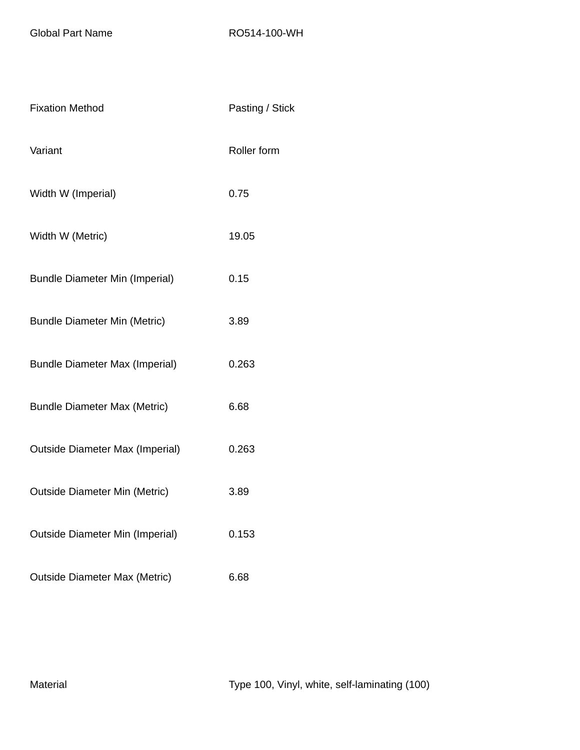| | |
|---|---|
| Global Part Name | RO514-100-WH |
| Fixation Method | Pasting / Stick |
| Variant | Roller form |
| Width W (Imperial) | 0.75 |
| Width W (Metric) | 19.05 |
| Bundle Diameter Min (Imperial) | 0.15 |
| Bundle Diameter Min (Metric) | 3.89 |
| Bundle Diameter Max (Imperial) | 0.263 |
| Bundle Diameter Max (Metric) | 6.68 |
| Outside Diameter Max (Imperial) | 0.263 |
| Outside Diameter Min (Metric) | 3.89 |
| Outside Diameter Min (Imperial) | 0.153 |
| Outside Diameter Max (Metric) | 6.68 |
| Material | Type 100, Vinyl, white, self-laminating (100) |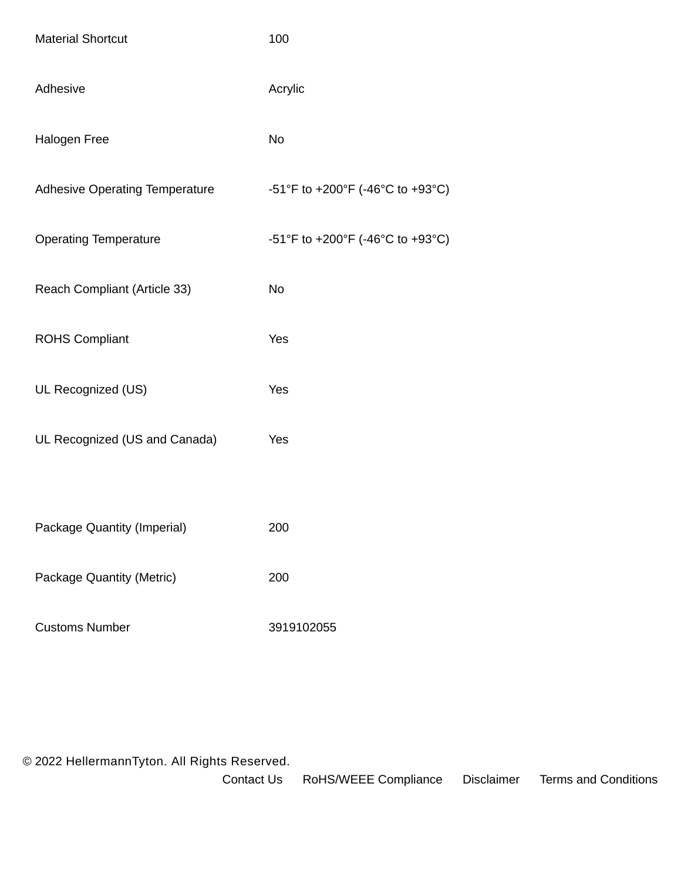| | |
|---|---|
| Material Shortcut | 100 |
| Adhesive | Acrylic |
| Halogen Free | No |
| Adhesive Operating Temperature | -51°F to +200°F (-46°C to +93°C) |
| Operating Temperature | -51°F to +200°F (-46°C to +93°C) |
| Reach Compliant (Article 33) | No |
| ROHS Compliant | Yes |
| UL Recognized (US) | Yes |
| UL Recognized (US and Canada) | Yes |

| | |
|---|---|
| Package Quantity (Imperial) | 200 |
| Package Quantity (Metric) | 200 |
| Customs Number | 3919102055 |

© 2022 HellermannTyton. All Rights Reserved.

Contact Us RoHS/WEEE Compliance Disclaimer Terms and Conditions